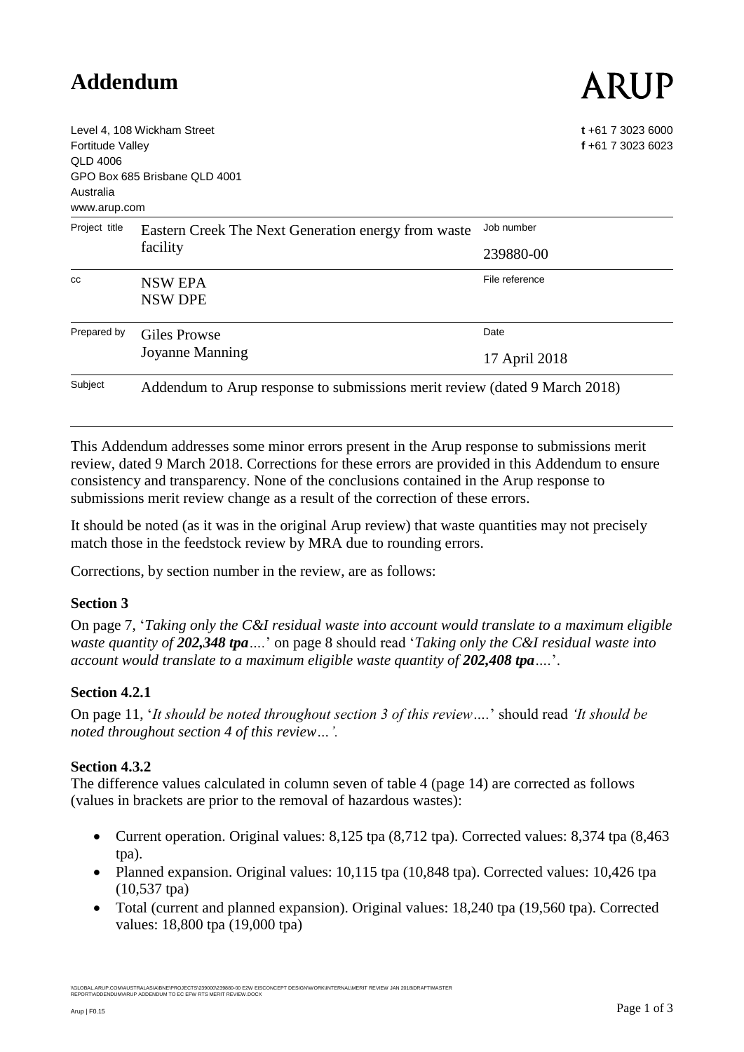# Addendum

ARUP

Level 4, 108 Wickham Street
Fortitude Valley
QLD 4006
GPO Box 685 Brisbane QLD 4001
Australia
www.arup.com

**t** +61 7 3023 6000
**f** +61 7 3023 6023

| | | | |
|---|---|---|---|
| Project title | Eastern Creek The Next Generation energy from waste facility | Job number | 239880-00 |
| cc | NSW EPA<br>NSW DPE | File reference | |
| Prepared by | Giles Prowse<br>Joyanne Manning | Date | 17 April 2018 |
| Subject | Addendum to Arup response to submissions merit review (dated 9 March 2018) | | |

This Addendum addresses some minor errors present in the Arup response to submissions merit review, dated 9 March 2018. Corrections for these errors are provided in this Addendum to ensure consistency and transparency. None of the conclusions contained in the Arup response to submissions merit review change as a result of the correction of these errors.

It should be noted (as it was in the original Arup review) that waste quantities may not precisely match those in the feedstock review by MRA due to rounding errors.

Corrections, by section number in the review, are as follows:

**Section 3**

On page 7, '*Taking only the C&I residual waste into account would translate to a maximum eligible waste quantity of **202,348 tpa**….*' on page 8 should read '*Taking only the C&I residual waste into account would translate to a maximum eligible waste quantity of **202,408 tpa**….*'.

**Section 4.2.1**

On page 11, '*It should be noted throughout section 3 of this review….*' should read *'It should be noted throughout section 4 of this review…'.*

**Section 4.3.2**

The difference values calculated in column seven of table 4 (page 14) are corrected as follows (values in brackets are prior to the removal of hazardous wastes):

- Current operation. Original values: 8,125 tpa (8,712 tpa). Corrected values: 8,374 tpa (8,463 tpa).
- Planned expansion. Original values: 10,115 tpa (10,848 tpa). Corrected values: 10,426 tpa (10,537 tpa)
- Total (current and planned expansion). Original values: 18,240 tpa (19,560 tpa). Corrected values: 18,800 tpa (19,000 tpa)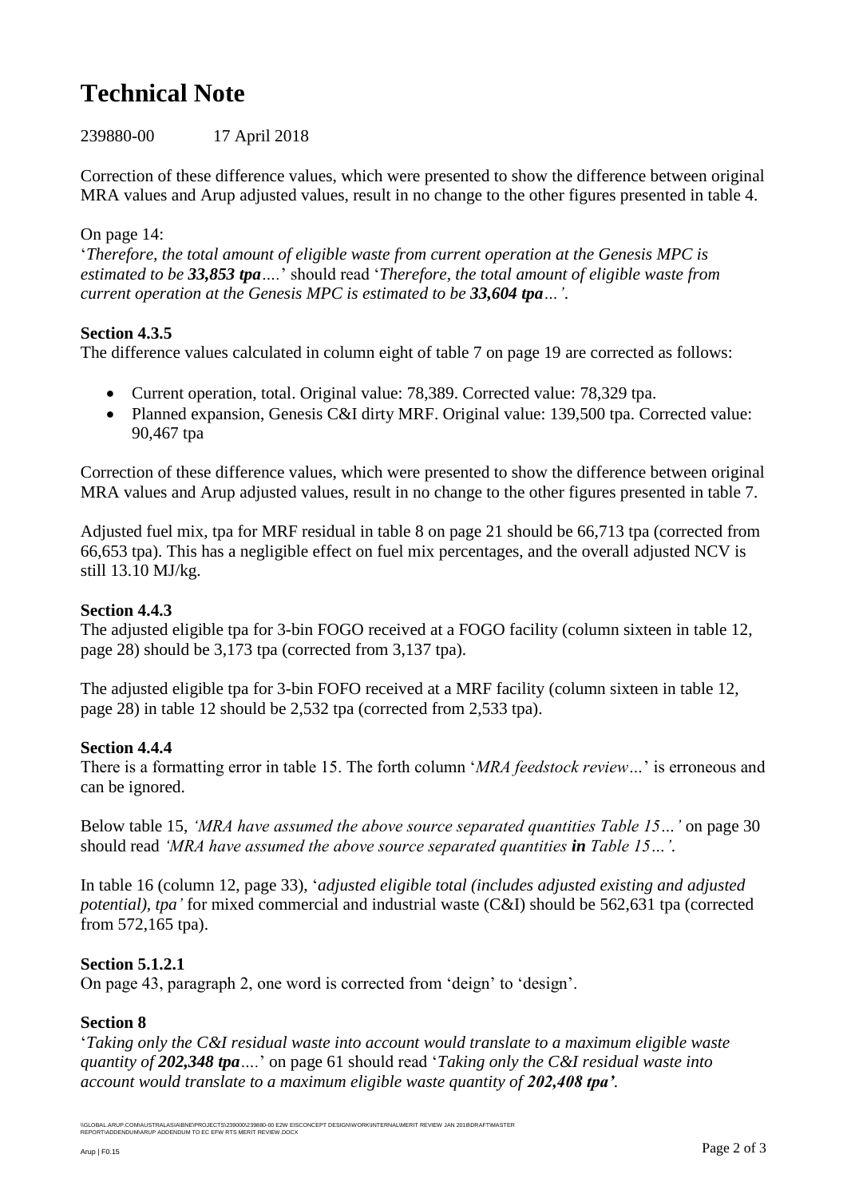# Technical Note

239880-00 17 April 2018

Correction of these difference values, which were presented to show the difference between original MRA values and Arup adjusted values, result in no change to the other figures presented in table 4.

On page 14:
'*Therefore, the total amount of eligible waste from current operation at the Genesis MPC is estimated to be **33,853 tpa**….*' should read '*Therefore, the total amount of eligible waste from current operation at the Genesis MPC is estimated to be **33,604 tpa**…'*.

**Section 4.3.5**
The difference values calculated in column eight of table 7 on page 19 are corrected as follows:

- Current operation, total. Original value: 78,389. Corrected value: 78,329 tpa.
- Planned expansion, Genesis C&I dirty MRF. Original value: 139,500 tpa. Corrected value: 90,467 tpa

Correction of these difference values, which were presented to show the difference between original MRA values and Arup adjusted values, result in no change to the other figures presented in table 7.

Adjusted fuel mix, tpa for MRF residual in table 8 on page 21 should be 66,713 tpa (corrected from 66,653 tpa). This has a negligible effect on fuel mix percentages, and the overall adjusted NCV is still 13.10 MJ/kg.

**Section 4.4.3**
The adjusted eligible tpa for 3-bin FOGO received at a FOGO facility (column sixteen in table 12, page 28) should be 3,173 tpa (corrected from 3,137 tpa).

The adjusted eligible tpa for 3-bin FOFO received at a MRF facility (column sixteen in table 12, page 28) in table 12 should be 2,532 tpa (corrected from 2,533 tpa).

**Section 4.4.4**
There is a formatting error in table 15. The forth column '*MRA feedstock review…*' is erroneous and can be ignored.

Below table 15, *'MRA have assumed the above source separated quantities Table 15…'* on page 30 should read *'MRA have assumed the above source separated quantities **in** Table 15…'*.

In table 16 (column 12, page 33), '*adjusted eligible total (includes adjusted existing and adjusted potential), tpa'* for mixed commercial and industrial waste (C&I) should be 562,631 tpa (corrected from 572,165 tpa).

**Section 5.1.2.1**
On page 43, paragraph 2, one word is corrected from 'deign' to 'design'.

**Section 8**
'*Taking only the C&I residual waste into account would translate to a maximum eligible waste quantity of **202,348 tpa**….*' on page 61 should read '*Taking only the C&I residual waste into account would translate to a maximum eligible waste quantity of **202,408 tpa'***.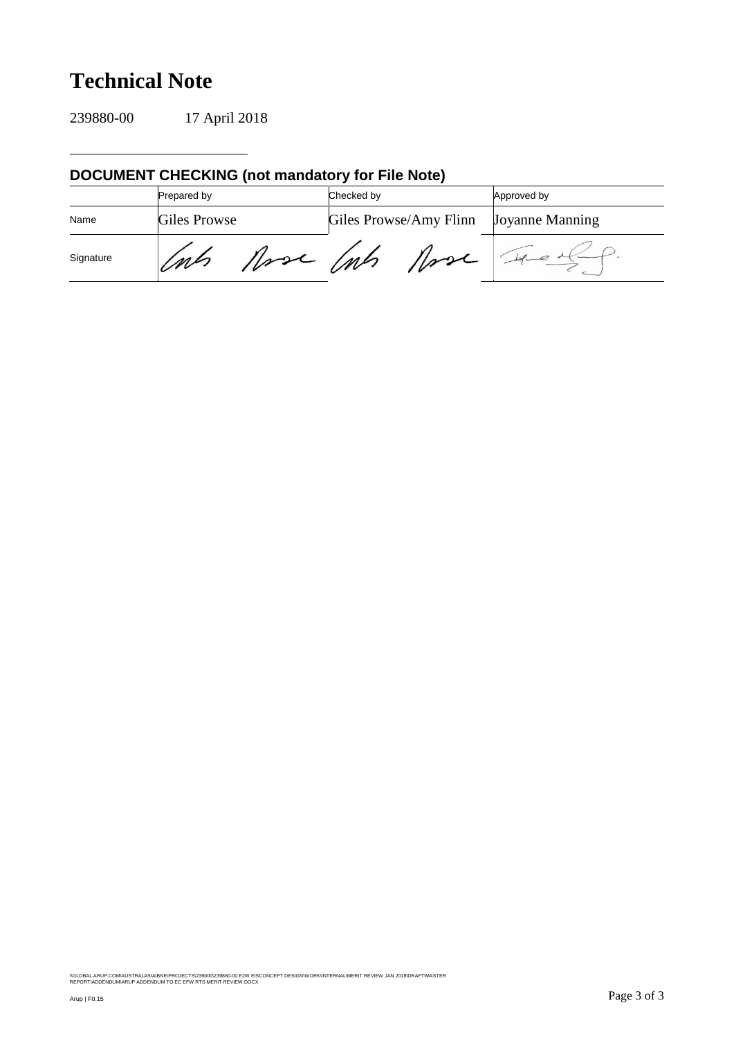# Technical Note

239880-00 17 April 2018

## DOCUMENT CHECKING (not mandatory for File Note)

| | Prepared by | Checked by | Approved by |
|---|---|---|---|
| Name | Giles Prowse | Giles Prowse/Amy Flinn | Joyanne Manning |
| Signature | | | |

\\GLOBAL.ARUP.COM\AUSTRALASIA\BNE\PROJECTS\239000\239880-00 E2W EISCONCEPT DESIGN\WORK\INTERNAL\MERIT REVIEW JAN 2018\DRAFT\MASTER REPORT\ADDENDUM\ARUP ADDENDUM TO EC EFW RTS MERIT REVIEW.DOCX

Arup | F0.15